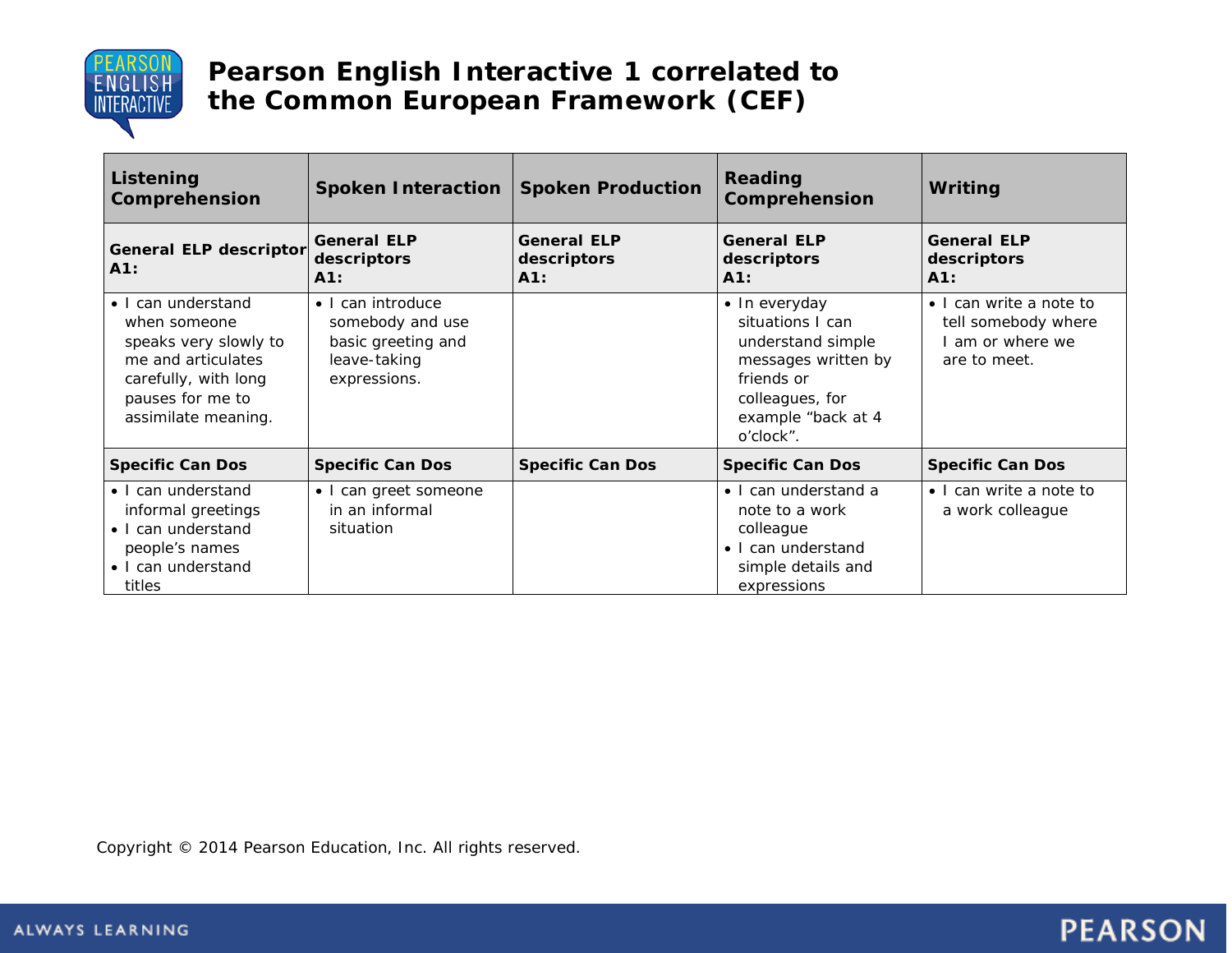# Pearson English Interactive 1 correlated to the Common European Framework (CEF)

| Listening Comprehension | Spoken Interaction | Spoken Production | Reading Comprehension | Writing |
|---|---|---|---|---|
| **General ELP descriptor A1:** | **General ELP descriptors A1:** | **General ELP descriptors A1:** | **General ELP descriptors A1:** | **General ELP descriptors A1:** |
| • I can understand when someone speaks very slowly to me and articulates carefully, with long pauses for me to assimilate meaning. | • I can introduce somebody and use basic greeting and leave-taking expressions. | | • In everyday situations I can understand simple messages written by friends or colleagues, for example "back at 4 o'clock". | • I can write a note to tell somebody where I am or where we are to meet. |
| **Specific Can Dos** | **Specific Can Dos** | **Specific Can Dos** | **Specific Can Dos** | **Specific Can Dos** |
| • I can understand informal greetings<br>• I can understand people's names<br>• I can understand titles | • I can greet someone in an informal situation | | • I can understand a note to a work colleague<br>• I can understand simple details and expressions | • I can write a note to a work colleague |

Copyright © 2014 Pearson Education, Inc. All rights reserved.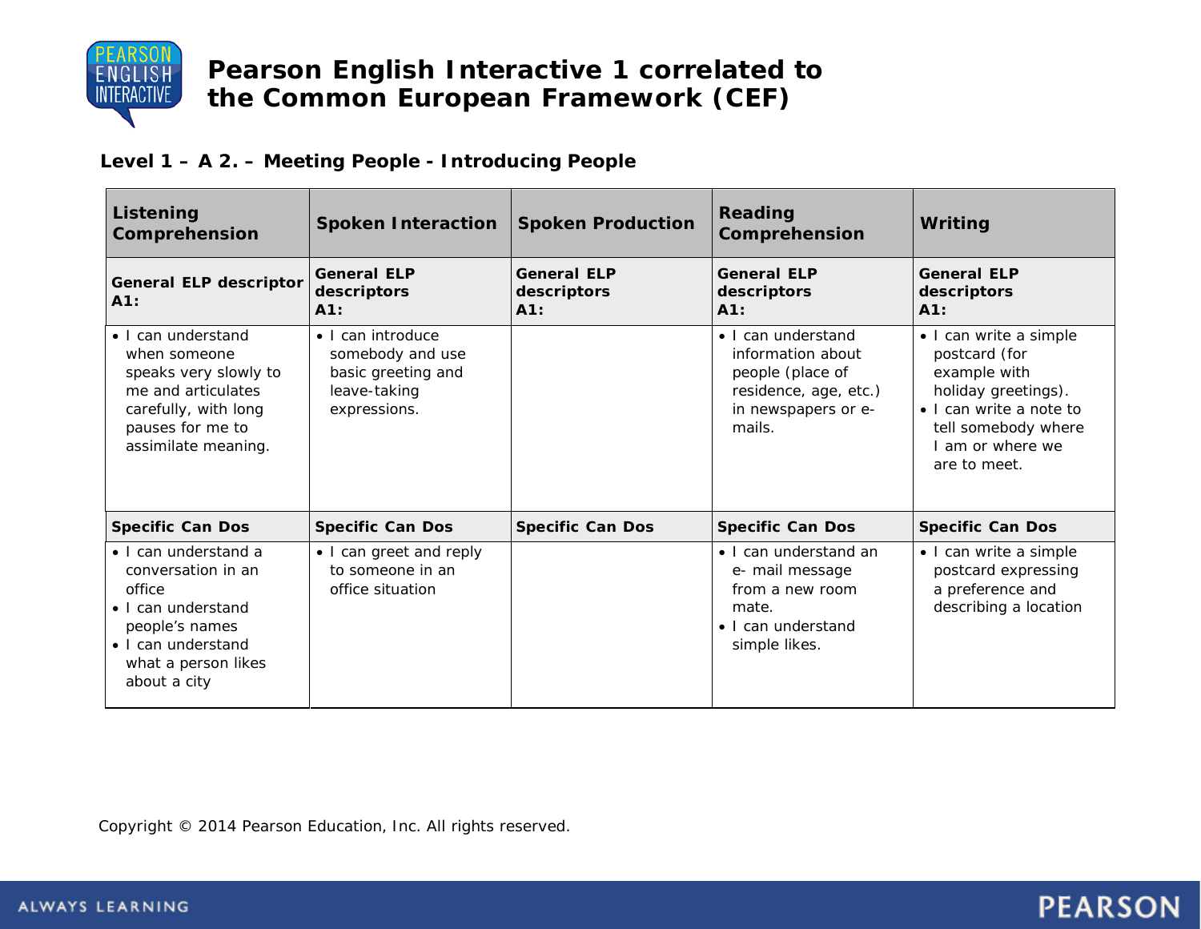# Pearson English Interactive 1 correlated to the Common European Framework (CEF)

## Level 1 – A 2. – Meeting People - Introducing People

| Listening Comprehension | Spoken Interaction | Spoken Production | Reading Comprehension | Writing |
|---|---|---|---|---|
| **General ELP descriptor A1:** | **General ELP descriptors A1:** | **General ELP descriptors A1:** | **General ELP descriptors A1:** | **General ELP descriptors A1:** |
| • I can understand when someone speaks very slowly to me and articulates carefully, with long pauses for me to assimilate meaning. | • I can introduce somebody and use basic greeting and leave-taking expressions. | | • I can understand information about people (place of residence, age, etc.) in newspapers or e-mails. | • I can write a simple postcard (for example with holiday greetings).<br>• I can write a note to tell somebody where I am or where we are to meet. |
| **Specific Can Dos** | **Specific Can Dos** | **Specific Can Dos** | **Specific Can Dos** | **Specific Can Dos** |
| • I can understand a conversation in an office<br>• I can understand people's names<br>• I can understand what a person likes about a city | • I can greet and reply to someone in an office situation | | • I can understand an e- mail message from a new room mate.<br>• I can understand simple likes. | • I can write a simple postcard expressing a preference and describing a location |

Copyright © 2014 Pearson Education, Inc. All rights reserved.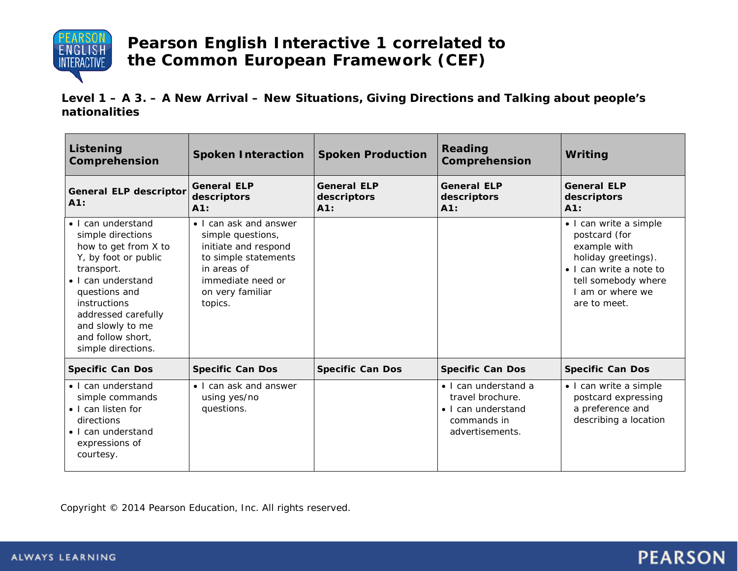# Pearson English Interactive 1 correlated to the Common European Framework (CEF)

**Level 1 – A 3. – A New Arrival – New Situations, Giving Directions and Talking about people's nationalities**

| Listening Comprehension | Spoken Interaction | Spoken Production | Reading Comprehension | Writing |
|---|---|---|---|---|
| **General ELP descriptor A1:** | **General ELP descriptors A1:** | **General ELP descriptors A1:** | **General ELP descriptors A1:** | **General ELP descriptors A1:** |
| • I can understand simple directions how to get from X to Y, by foot or public transport.<br>• I can understand questions and instructions addressed carefully and slowly to me and follow short, simple directions. | • I can ask and answer simple questions, initiate and respond to simple statements in areas of immediate need or on very familiar topics. | | | • I can write a simple postcard (for example with holiday greetings).<br>• I can write a note to tell somebody where I am or where we are to meet. |
| **Specific Can Dos** | **Specific Can Dos** | **Specific Can Dos** | **Specific Can Dos** | **Specific Can Dos** |
| • I can understand simple commands<br>• I can listen for directions<br>• I can understand expressions of courtesy. | • I can ask and answer using yes/no questions. | | • I can understand a travel brochure.<br>• I can understand commands in advertisements. | • I can write a simple postcard expressing a preference and describing a location |

Copyright © 2014 Pearson Education, Inc. All rights reserved.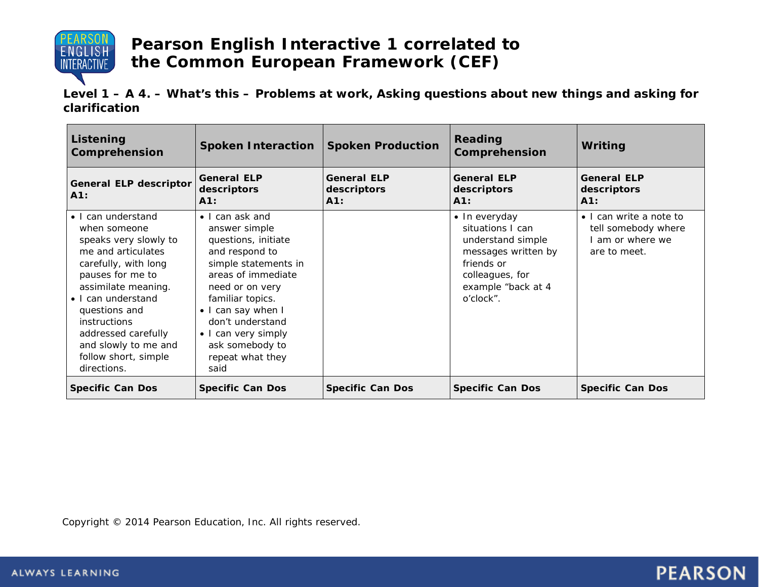# Pearson English Interactive 1 correlated to the Common European Framework (CEF)

**Level 1 – A 4. – What's this – Problems at work, Asking questions about new things and asking for clarification**

| Listening Comprehension | Spoken Interaction | Spoken Production | Reading Comprehension | Writing |
|---|---|---|---|---|
| **General ELP descriptor A1:** | **General ELP descriptors A1:** | **General ELP descriptors A1:** | **General ELP descriptors A1:** | **General ELP descriptors A1:** |
| • I can understand when someone speaks very slowly to me and articulates carefully, with long pauses for me to assimilate meaning.<br>• I can understand questions and instructions addressed carefully and slowly to me and follow short, simple directions. | • I can ask and answer simple questions, initiate and respond to simple statements in areas of immediate need or on very familiar topics.<br>• I can say when I don't understand<br>• I can very simply ask somebody to repeat what they said | | • In everyday situations I can understand simple messages written by friends or colleagues, for example "back at 4 o'clock". | • I can write a note to tell somebody where I am or where we are to meet. |
| **Specific Can Dos** | **Specific Can Dos** | **Specific Can Dos** | **Specific Can Dos** | **Specific Can Dos** |

Copyright © 2014 Pearson Education, Inc. All rights reserved.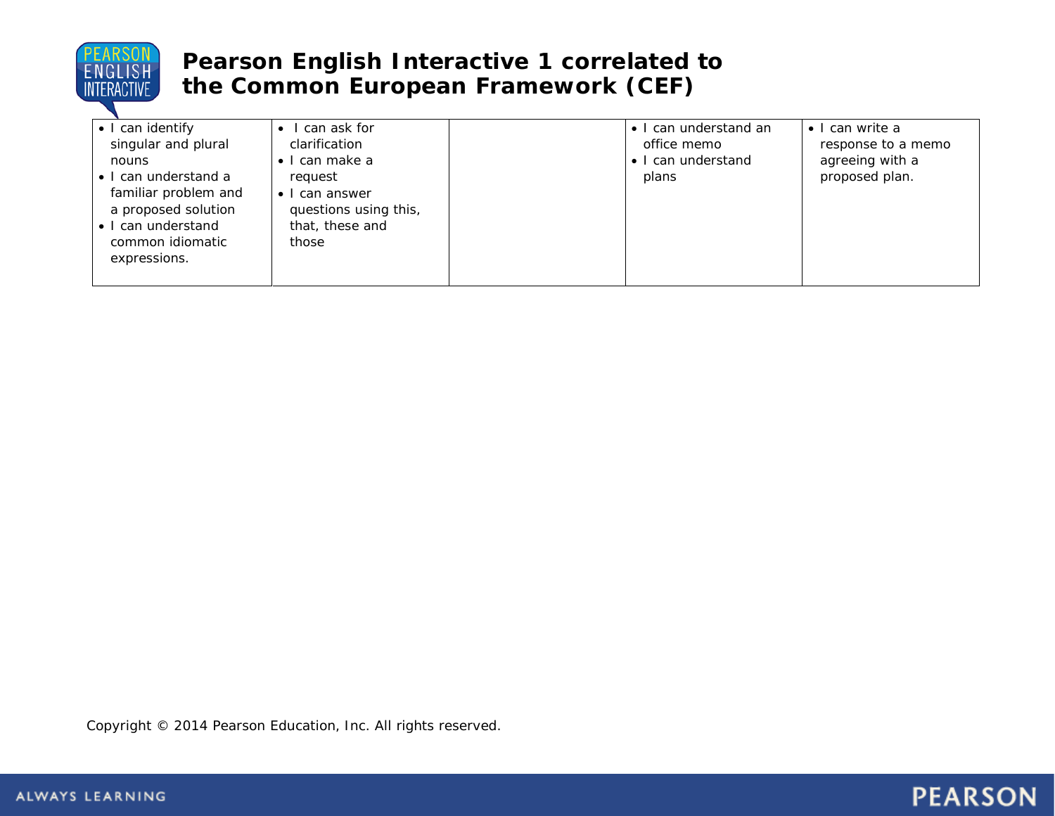# Pearson English Interactive 1 correlated to the Common European Framework (CEF)

| | | | | |
|---|---|---|---|---|
| • I can identify singular and plural nouns<br>• I can understand a familiar problem and a proposed solution<br>• I can understand common idiomatic expressions. | • I can ask for clarification<br>• I can make a request<br>• I can answer questions using this, that, these and those | | • I can understand an office memo<br>• I can understand plans | • I can write a response to a memo agreeing with a proposed plan. |

Copyright © 2014 Pearson Education, Inc. All rights reserved.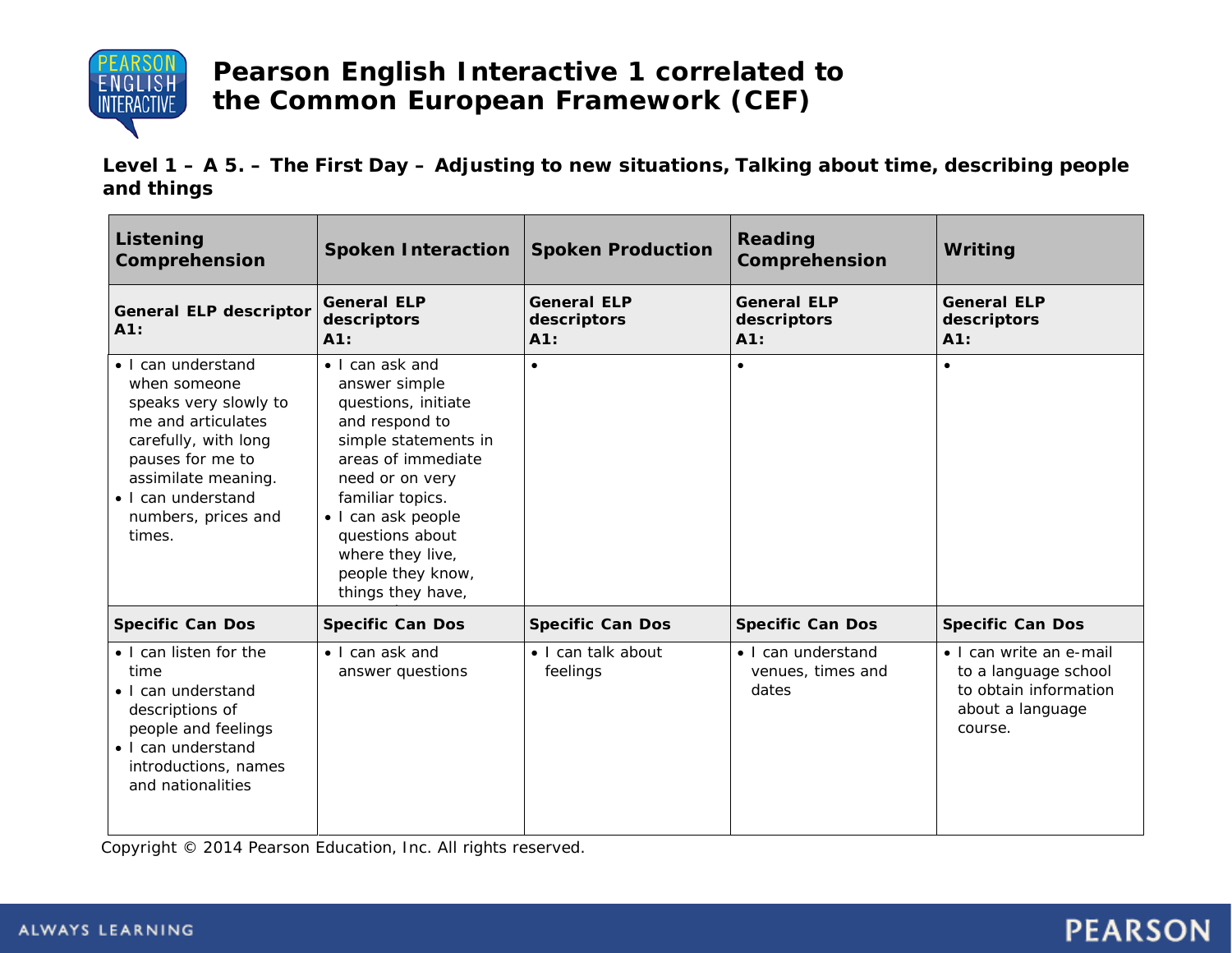# Pearson English Interactive 1 correlated to the Common European Framework (CEF)

**Level 1 – A 5. – The First Day – Adjusting to new situations, Talking about time, describing people and things**

| Listening Comprehension | Spoken Interaction | Spoken Production | Reading Comprehension | Writing |
|---|---|---|---|---|
| **General ELP descriptor A1:** | **General ELP descriptors A1:** | **General ELP descriptors A1:** | **General ELP descriptors A1:** | **General ELP descriptors A1:** |
| • I can understand when someone speaks very slowly to me and articulates carefully, with long pauses for me to assimilate meaning.<br>• I can understand numbers, prices and times. | • I can ask and answer simple questions, initiate and respond to simple statements in areas of immediate need or on very familiar topics.<br>• I can ask people questions about where they live, people they know, things they have, | • | • | • |
| **Specific Can Dos** | **Specific Can Dos** | **Specific Can Dos** | **Specific Can Dos** | **Specific Can Dos** |
| • I can listen for the time<br>• I can understand descriptions of people and feelings<br>• I can understand introductions, names and nationalities | • I can ask and answer questions | • I can talk about feelings | • I can understand venues, times and dates | • I can write an e-mail to a language school to obtain information about a language course. |

Copyright © 2014 Pearson Education, Inc. All rights reserved.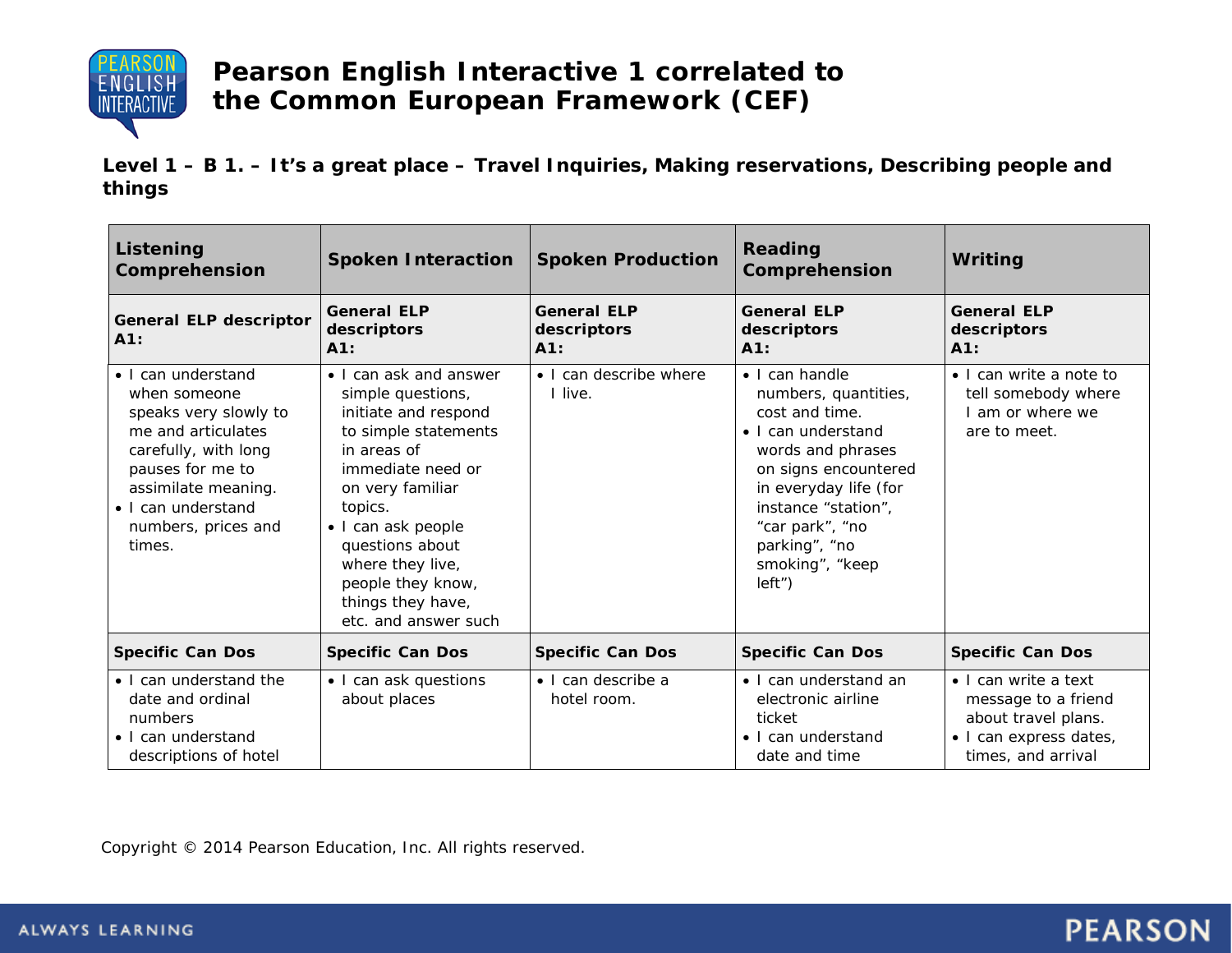# Pearson English Interactive 1 correlated to the Common European Framework (CEF)

**Level 1 – B 1. – It's a great place – Travel Inquiries, Making reservations, Describing people and things**

| Listening Comprehension | Spoken Interaction | Spoken Production | Reading Comprehension | Writing |
|---|---|---|---|---|
| **General ELP descriptor A1:** | **General ELP descriptors A1:** | **General ELP descriptors A1:** | **General ELP descriptors A1:** | **General ELP descriptors A1:** |
| • I can understand when someone speaks very slowly to me and articulates carefully, with long pauses for me to assimilate meaning.<br>• I can understand numbers, prices and times. | • I can ask and answer simple questions, initiate and respond to simple statements in areas of immediate need or on very familiar topics.<br>• I can ask people questions about where they live, people they know, things they have, etc. and answer such | • I can describe where I live. | • I can handle numbers, quantities, cost and time.<br>• I can understand words and phrases on signs encountered in everyday life (for instance "station", "car park", "no parking", "no smoking", "keep left") | • I can write a note to tell somebody where I am or where we are to meet. |
| **Specific Can Dos** | **Specific Can Dos** | **Specific Can Dos** | **Specific Can Dos** | **Specific Can Dos** |
| • I can understand the date and ordinal numbers<br>• I can understand descriptions of hotel | • I can ask questions about places | • I can describe a hotel room. | • I can understand an electronic airline ticket<br>• I can understand date and time | • I can write a text message to a friend about travel plans.<br>• I can express dates, times, and arrival |

Copyright © 2014 Pearson Education, Inc. All rights reserved.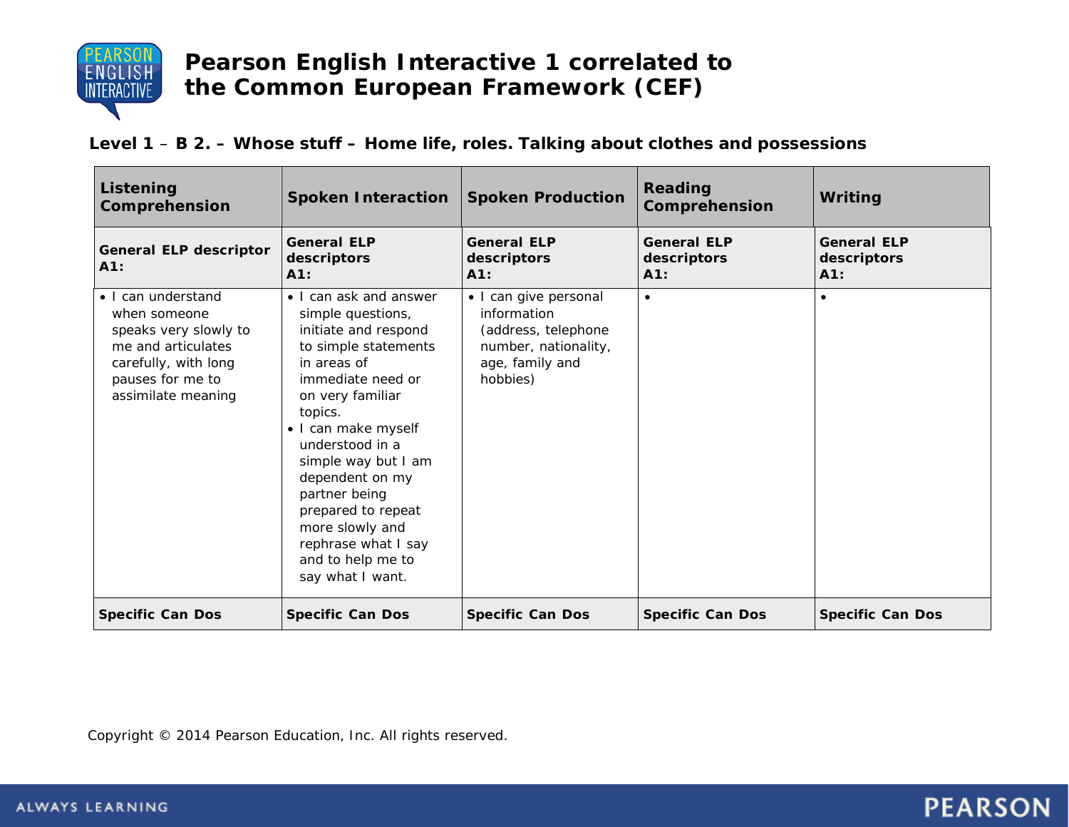# Pearson English Interactive 1 correlated to the Common European Framework (CEF)

**Level 1 – B 2. – Whose stuff – Home life, roles. Talking about clothes and possessions**

| Listening Comprehension | Spoken Interaction | Spoken Production | Reading Comprehension | Writing |
|---|---|---|---|---|
| **General ELP descriptor A1:** | **General ELP descriptors A1:** | **General ELP descriptors A1:** | **General ELP descriptors A1:** | **General ELP descriptors A1:** |
| • I can understand when someone speaks very slowly to me and articulates carefully, with long pauses for me to assimilate meaning | • I can ask and answer simple questions, initiate and respond to simple statements in areas of immediate need or on very familiar topics.<br>• I can make myself understood in a simple way but I am dependent on my partner being prepared to repeat more slowly and rephrase what I say and to help me to say what I want. | • I can give personal information (address, telephone number, nationality, age, family and hobbies) | • | • |
| **Specific Can Dos** | **Specific Can Dos** | **Specific Can Dos** | **Specific Can Dos** | **Specific Can Dos** |

Copyright © 2014 Pearson Education, Inc. All rights reserved.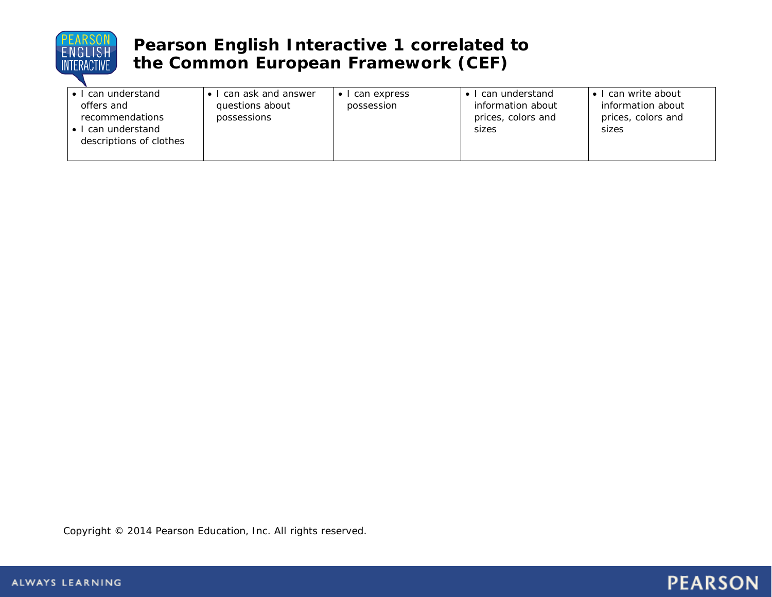# Pearson English Interactive 1 correlated to the Common European Framework (CEF)

| | | | | |
|---|---|---|---|---|
| • I can understand offers and recommendations<br>• I can understand descriptions of clothes | • I can ask and answer questions about possessions | • I can express possession | • I can understand information about prices, colors and sizes | • I can write about information about prices, colors and sizes |

Copyright © 2014 Pearson Education, Inc. All rights reserved.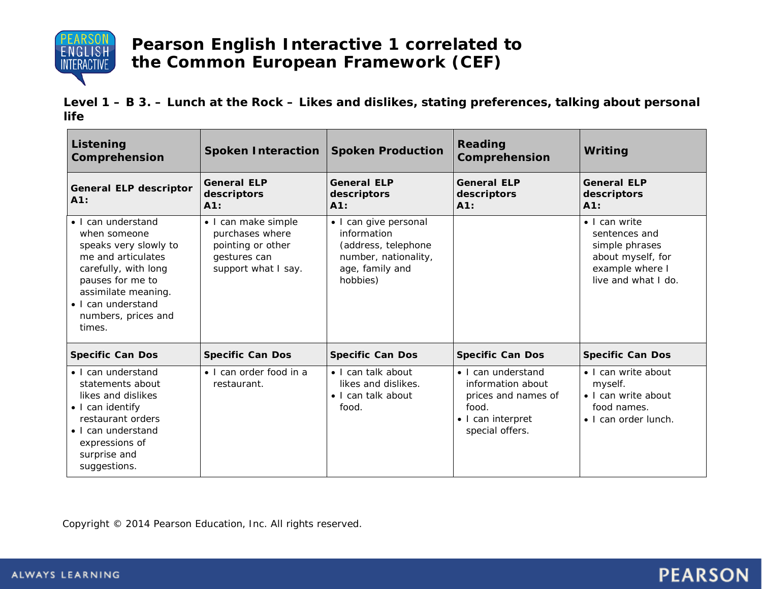# Pearson English Interactive 1 correlated to the Common European Framework (CEF)

**Level 1 – B 3. – Lunch at the Rock – Likes and dislikes, stating preferences, talking about personal life**

| Listening Comprehension | Spoken Interaction | Spoken Production | Reading Comprehension | Writing |
|---|---|---|---|---|
| **General ELP descriptor A1:** | **General ELP descriptors A1:** | **General ELP descriptors A1:** | **General ELP descriptors A1:** | **General ELP descriptors A1:** |
| • I can understand when someone speaks very slowly to me and articulates carefully, with long pauses for me to assimilate meaning.<br>• I can understand numbers, prices and times. | • I can make simple purchases where pointing or other gestures can support what I say. | • I can give personal information (address, telephone number, nationality, age, family and hobbies) | | • I can write sentences and simple phrases about myself, for example where I live and what I do. |
| **Specific Can Dos** | **Specific Can Dos** | **Specific Can Dos** | **Specific Can Dos** | **Specific Can Dos** |
| • I can understand statements about likes and dislikes<br>• I can identify restaurant orders<br>• I can understand expressions of surprise and suggestions. | • I can order food in a restaurant. | • I can talk about likes and dislikes.<br>• I can talk about food. | • I can understand information about prices and names of food.<br>• I can interpret special offers. | • I can write about myself.<br>• I can write about food names.<br>• I can order lunch. |

Copyright © 2014 Pearson Education, Inc. All rights reserved.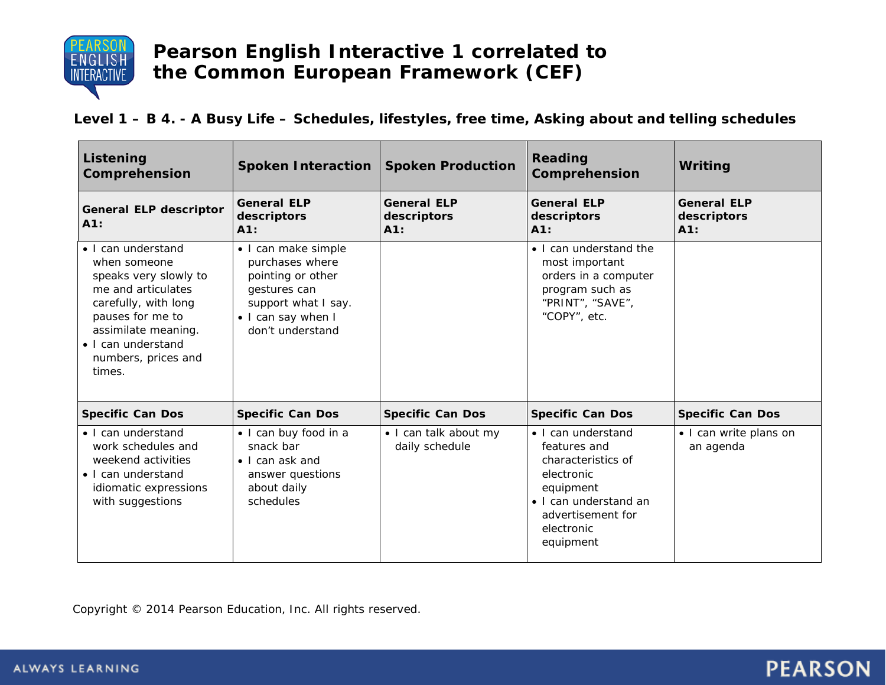# Pearson English Interactive 1 correlated to the Common European Framework (CEF)

**Level 1 – B 4. - A Busy Life – Schedules, lifestyles, free time, Asking about and telling schedules**

| Listening Comprehension | Spoken Interaction | Spoken Production | Reading Comprehension | Writing |
|---|---|---|---|---|
| **General ELP descriptor A1:** | **General ELP descriptors A1:** | **General ELP descriptors A1:** | **General ELP descriptors A1:** | **General ELP descriptors A1:** |
| • I can understand when someone speaks very slowly to me and articulates carefully, with long pauses for me to assimilate meaning.<br>• I can understand numbers, prices and times. | • I can make simple purchases where pointing or other gestures can support what I say.<br>• I can say when I don't understand | | • I can understand the most important orders in a computer program such as "PRINT", "SAVE", "COPY", etc. | |
| **Specific Can Dos** | **Specific Can Dos** | **Specific Can Dos** | **Specific Can Dos** | **Specific Can Dos** |
| • I can understand work schedules and weekend activities<br>• I can understand idiomatic expressions with suggestions | • I can buy food in a snack bar<br>• I can ask and answer questions about daily schedules | • I can talk about my daily schedule | • I can understand features and characteristics of electronic equipment<br>• I can understand an advertisement for electronic equipment | • I can write plans on an agenda |

Copyright © 2014 Pearson Education, Inc. All rights reserved.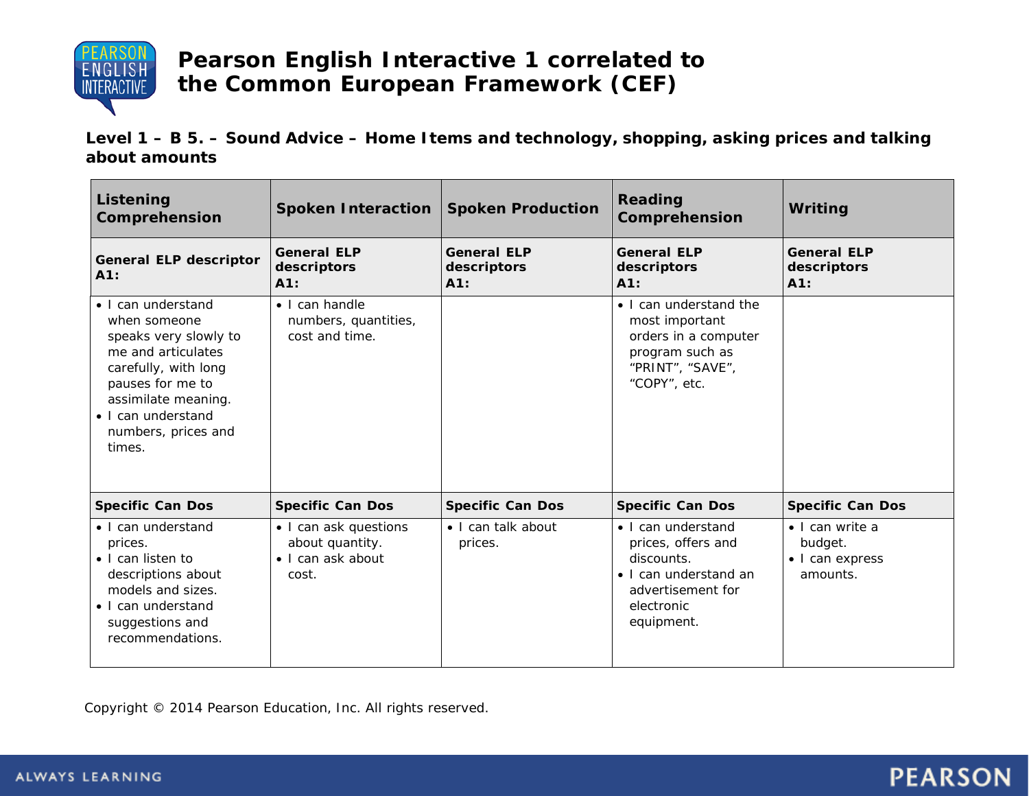# Pearson English Interactive 1 correlated to the Common European Framework (CEF)

**Level 1 – B 5. – Sound Advice – Home Items and technology, shopping, asking prices and talking about amounts**

| Listening Comprehension | Spoken Interaction | Spoken Production | Reading Comprehension | Writing |
|---|---|---|---|---|
| **General ELP descriptor A1:** | **General ELP descriptors A1:** | **General ELP descriptors A1:** | **General ELP descriptors A1:** | **General ELP descriptors A1:** |
| • I can understand when someone speaks very slowly to me and articulates carefully, with long pauses for me to assimilate meaning.<br>• I can understand numbers, prices and times. | • I can handle numbers, quantities, cost and time. | | • I can understand the most important orders in a computer program such as “PRINT”, “SAVE”, “COPY”, etc. | |
| **Specific Can Dos** | **Specific Can Dos** | **Specific Can Dos** | **Specific Can Dos** | **Specific Can Dos** |
| • I can understand prices.<br>• I can listen to descriptions about models and sizes.<br>• I can understand suggestions and recommendations. | • I can ask questions about quantity.<br>• I can ask about cost. | • I can talk about prices. | • I can understand prices, offers and discounts.<br>• I can understand an advertisement for electronic equipment. | • I can write a budget.<br>• I can express amounts. |

Copyright © 2014 Pearson Education, Inc. All rights reserved.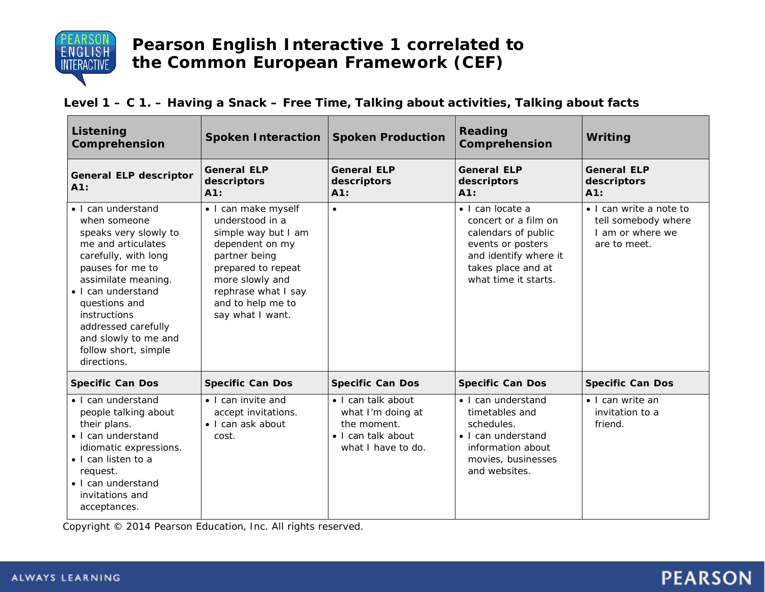# Pearson English Interactive 1 correlated to the Common European Framework (CEF)

## Level 1 – C 1. – Having a Snack – Free Time, Talking about activities, Talking about facts

| Listening Comprehension | Spoken Interaction | Spoken Production | Reading Comprehension | Writing |
|---|---|---|---|---|
| **General ELP descriptor A1:** | **General ELP descriptors A1:** | **General ELP descriptors A1:** | **General ELP descriptors A1:** | **General ELP descriptors A1:** |
| • I can understand when someone speaks very slowly to me and articulates carefully, with long pauses for me to assimilate meaning.<br>• I can understand questions and instructions addressed carefully and slowly to me and follow short, simple directions. | • I can make myself understood in a simple way but I am dependent on my partner being prepared to repeat more slowly and rephrase what I say and to help me to say what I want. | • | • I can locate a concert or a film on calendars of public events or posters and identify where it takes place and at what time it starts. | • I can write a note to tell somebody where I am or where we are to meet. |
| **Specific Can Dos** | **Specific Can Dos** | **Specific Can Dos** | **Specific Can Dos** | **Specific Can Dos** |
| • I can understand people talking about their plans.<br>• I can understand idiomatic expressions.<br>• I can listen to a request.<br>• I can understand invitations and acceptances. | • I can invite and accept invitations.<br>• I can ask about cost. | • I can talk about what I'm doing at the moment.<br>• I can talk about what I have to do. | • I can understand timetables and schedules.<br>• I can understand information about movies, businesses and websites. | • I can write an invitation to a friend. |

Copyright © 2014 Pearson Education, Inc. All rights reserved.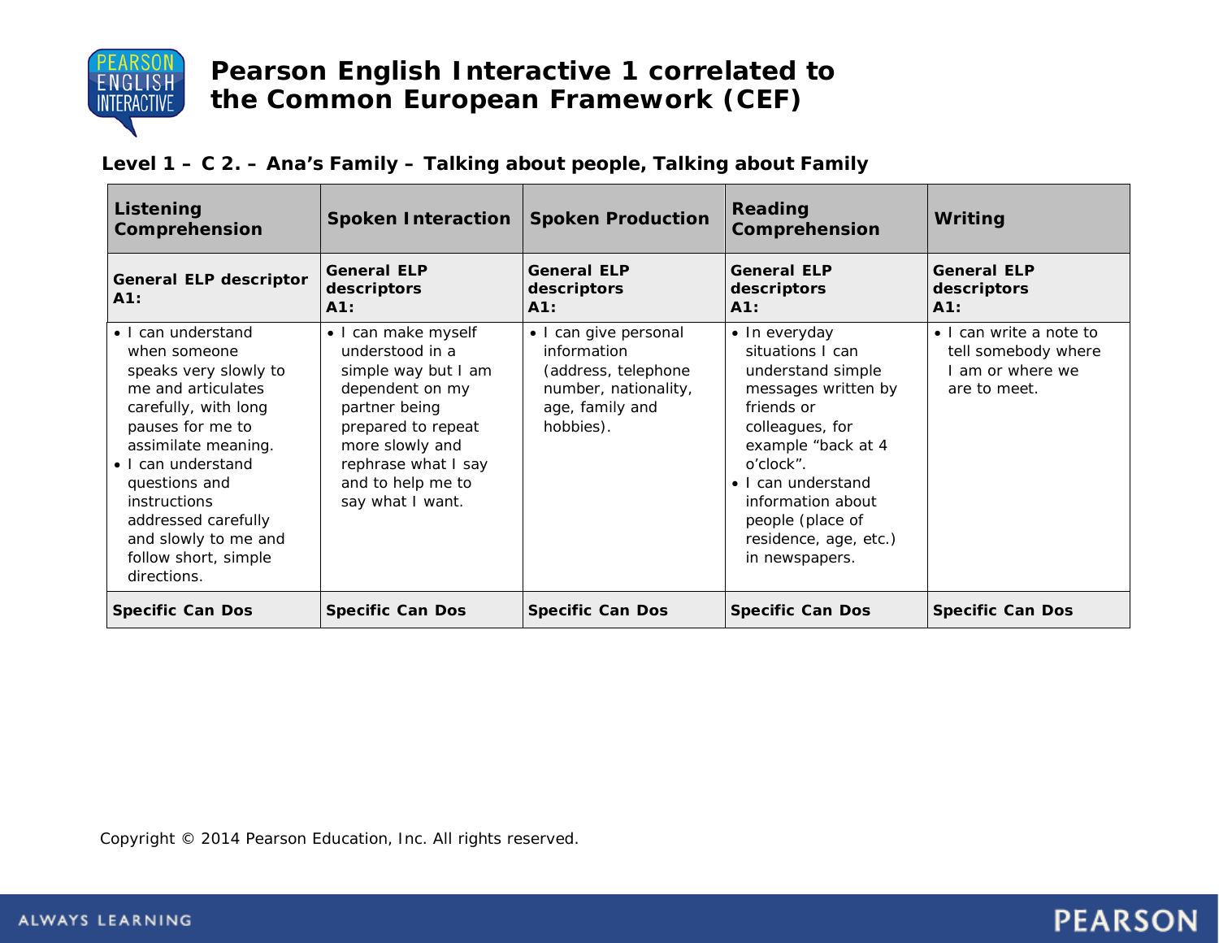# Pearson English Interactive 1 correlated to the Common European Framework (CEF)

**Level 1 – C 2. – Ana's Family – Talking about people, Talking about Family**

| Listening Comprehension | Spoken Interaction | Spoken Production | Reading Comprehension | Writing |
|---|---|---|---|---|
| **General ELP descriptor A1:** | **General ELP descriptors A1:** | **General ELP descriptors A1:** | **General ELP descriptors A1:** | **General ELP descriptors A1:** |
| • I can understand when someone speaks very slowly to me and articulates carefully, with long pauses for me to assimilate meaning.<br>• I can understand questions and instructions addressed carefully and slowly to me and follow short, simple directions. | • I can make myself understood in a simple way but I am dependent on my partner being prepared to repeat more slowly and rephrase what I say and to help me to say what I want. | • I can give personal information (address, telephone number, nationality, age, family and hobbies). | • In everyday situations I can understand simple messages written by friends or colleagues, for example "back at 4 o'clock".<br>• I can understand information about people (place of residence, age, etc.) in newspapers. | • I can write a note to tell somebody where I am or where we are to meet. |
| **Specific Can Dos** | **Specific Can Dos** | **Specific Can Dos** | **Specific Can Dos** | **Specific Can Dos** |

Copyright © 2014 Pearson Education, Inc. All rights reserved.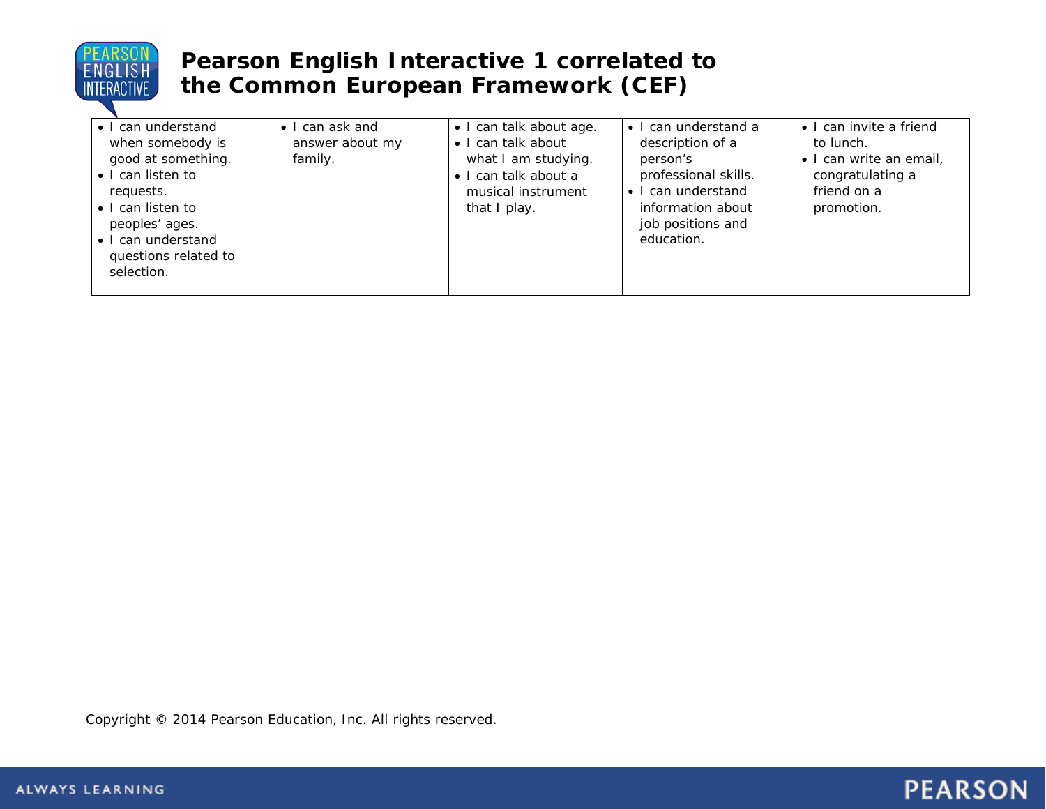# Pearson English Interactive 1 correlated to the Common European Framework (CEF)

| | | | | |
|---|---|---|---|---|
| • I can understand when somebody is good at something.<br>• I can listen to requests.<br>• I can listen to peoples' ages.<br>• I can understand questions related to selection. | • I can ask and answer about my family. | • I can talk about age.<br>• I can talk about what I am studying.<br>• I can talk about a musical instrument that I play. | • I can understand a description of a person's professional skills.<br>• I can understand information about job positions and education. | • I can invite a friend to lunch.<br>• I can write an email, congratulating a friend on a promotion. |

Copyright © 2014 Pearson Education, Inc. All rights reserved.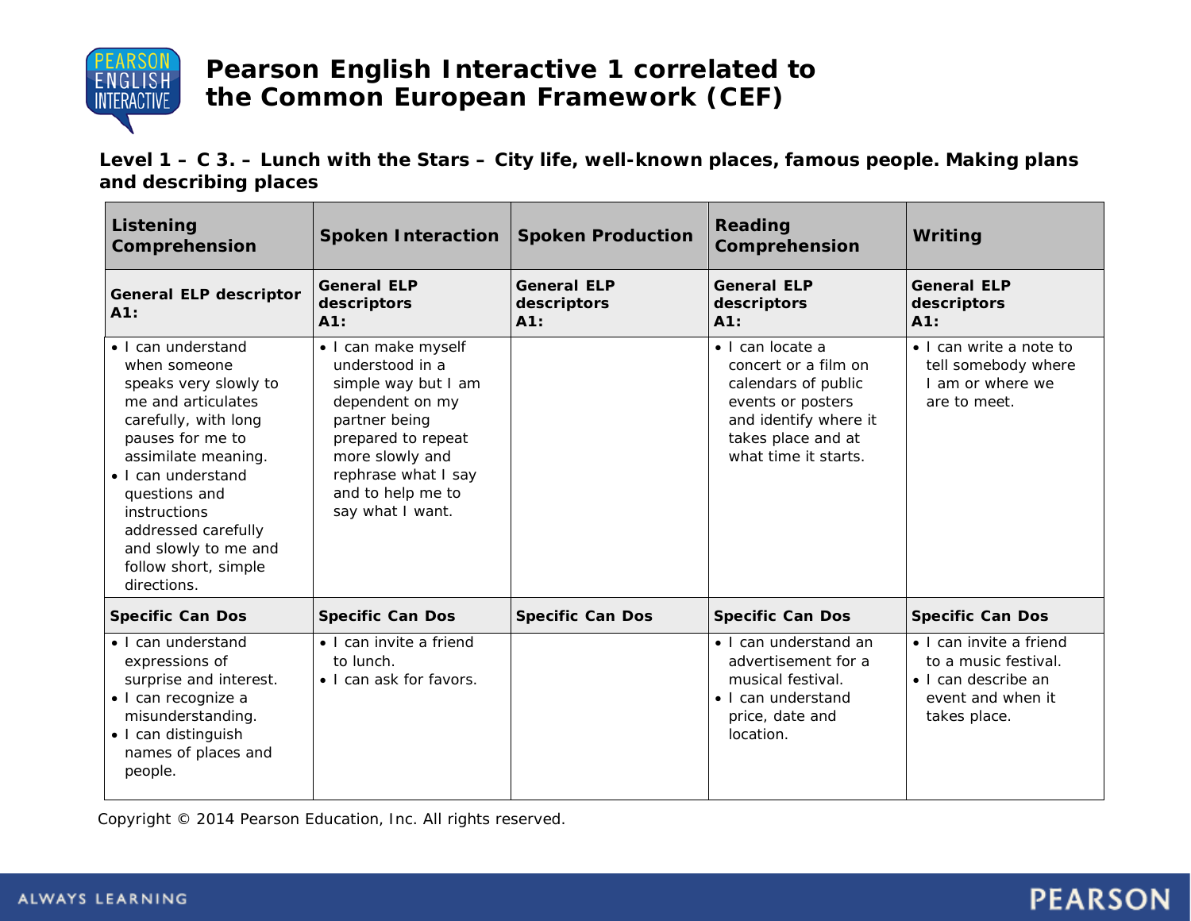# Pearson English Interactive 1 correlated to the Common European Framework (CEF)

**Level 1 – C 3. – Lunch with the Stars – City life, well-known places, famous people. Making plans and describing places**

| Listening Comprehension | Spoken Interaction | Spoken Production | Reading Comprehension | Writing |
|---|---|---|---|---|
| **General ELP descriptor A1:** | **General ELP descriptors A1:** | **General ELP descriptors A1:** | **General ELP descriptors A1:** | **General ELP descriptors A1:** |
| • I can understand when someone speaks very slowly to me and articulates carefully, with long pauses for me to assimilate meaning.<br>• I can understand questions and instructions addressed carefully and slowly to me and follow short, simple directions. | • I can make myself understood in a simple way but I am dependent on my partner being prepared to repeat more slowly and rephrase what I say and to help me to say what I want. | | • I can locate a concert or a film on calendars of public events or posters and identify where it takes place and at what time it starts. | • I can write a note to tell somebody where I am or where we are to meet. |
| **Specific Can Dos** | **Specific Can Dos** | **Specific Can Dos** | **Specific Can Dos** | **Specific Can Dos** |
| • I can understand expressions of surprise and interest.<br>• I can recognize a misunderstanding.<br>• I can distinguish names of places and people. | • I can invite a friend to lunch.<br>• I can ask for favors. | | • I can understand an advertisement for a musical festival.<br>• I can understand price, date and location. | • I can invite a friend to a music festival.<br>• I can describe an event and when it takes place. |

Copyright © 2014 Pearson Education, Inc. All rights reserved.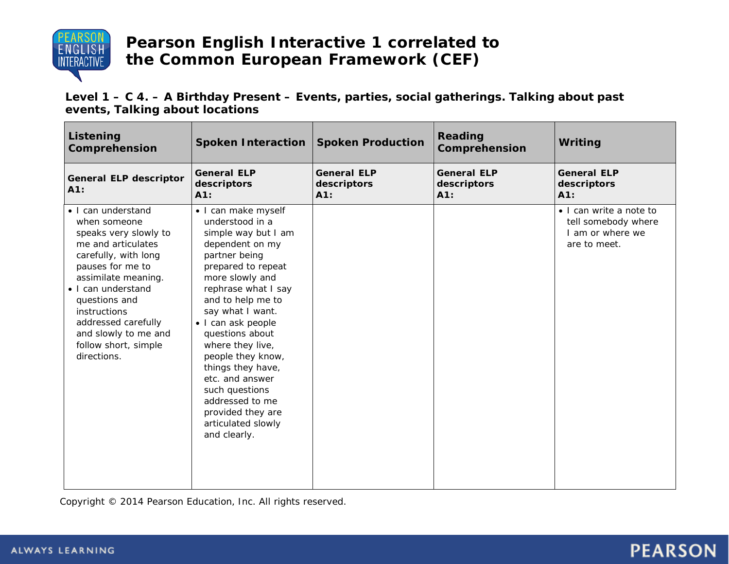# Pearson English Interactive 1 correlated to the Common European Framework (CEF)

**Level 1 – C 4. – A Birthday Present – Events, parties, social gatherings. Talking about past events, Talking about locations**

| Listening Comprehension | Spoken Interaction | Spoken Production | Reading Comprehension | Writing |
|---|---|---|---|---|
| **General ELP descriptor A1:** | **General ELP descriptors A1:** | **General ELP descriptors A1:** | **General ELP descriptors A1:** | **General ELP descriptors A1:** |
| • I can understand when someone speaks very slowly to me and articulates carefully, with long pauses for me to assimilate meaning.<br>• I can understand questions and instructions addressed carefully and slowly to me and follow short, simple directions. | • I can make myself understood in a simple way but I am dependent on my partner being prepared to repeat more slowly and rephrase what I say and to help me to say what I want.<br>• I can ask people questions about where they live, people they know, things they have, etc. and answer such questions addressed to me provided they are articulated slowly and clearly. | | | • I can write a note to tell somebody where I am or where we are to meet. |

Copyright © 2014 Pearson Education, Inc. All rights reserved.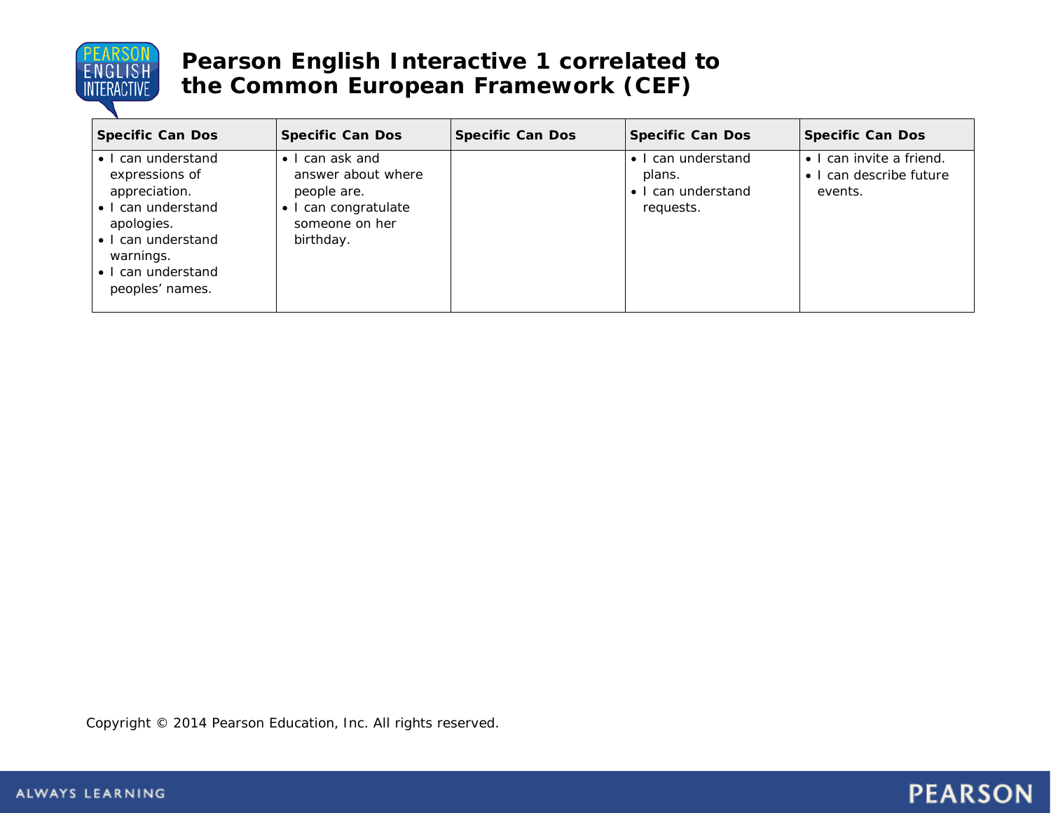# Pearson English Interactive 1 correlated to the Common European Framework (CEF)

| Specific Can Dos | Specific Can Dos | Specific Can Dos | Specific Can Dos | Specific Can Dos |
|---|---|---|---|---|
| • I can understand expressions of appreciation.<br>• I can understand apologies.<br>• I can understand warnings.<br>• I can understand peoples' names. | • I can ask and answer about where people are.<br>• I can congratulate someone on her birthday. | | • I can understand plans.<br>• I can understand requests. | • I can invite a friend.<br>• I can describe future events. |

Copyright © 2014 Pearson Education, Inc. All rights reserved.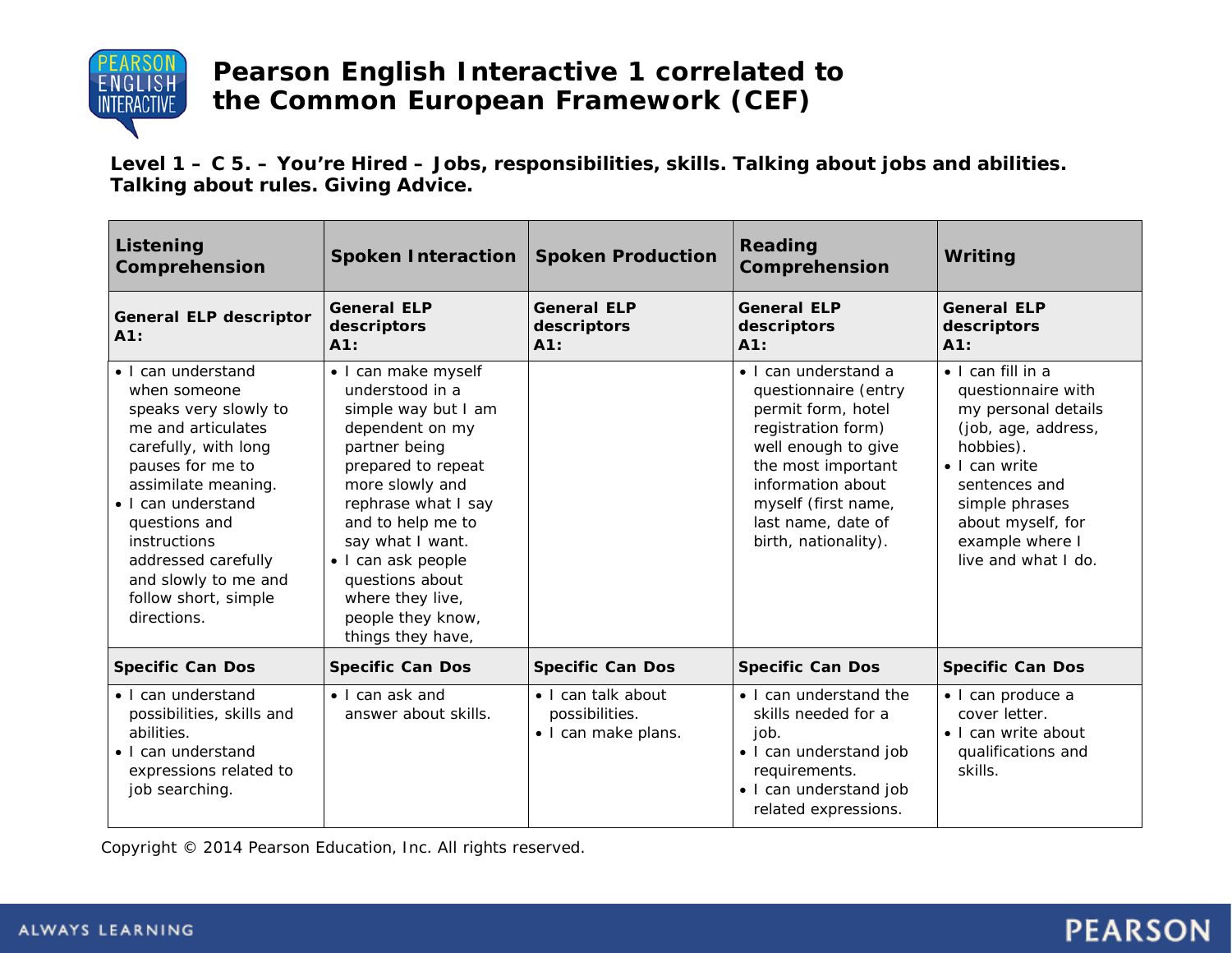# Pearson English Interactive 1 correlated to the Common European Framework (CEF)

**Level 1 – C 5. – You're Hired – Jobs, responsibilities, skills. Talking about jobs and abilities. Talking about rules. Giving Advice.**

| Listening Comprehension | Spoken Interaction | Spoken Production | Reading Comprehension | Writing |
|---|---|---|---|---|
| **General ELP descriptor A1:** | **General ELP descriptors A1:** | **General ELP descriptors A1:** | **General ELP descriptors A1:** | **General ELP descriptors A1:** |
| • I can understand when someone speaks very slowly to me and articulates carefully, with long pauses for me to assimilate meaning.<br>• I can understand questions and instructions addressed carefully and slowly to me and follow short, simple directions. | • I can make myself understood in a simple way but I am dependent on my partner being prepared to repeat more slowly and rephrase what I say and to help me to say what I want.<br>• I can ask people questions about where they live, people they know, things they have, | | • I can understand a questionnaire (entry permit form, hotel registration form) well enough to give the most important information about myself (first name, last name, date of birth, nationality). | • I can fill in a questionnaire with my personal details (job, age, address, hobbies).<br>• I can write sentences and simple phrases about myself, for example where I live and what I do. |
| **Specific Can Dos** | **Specific Can Dos** | **Specific Can Dos** | **Specific Can Dos** | **Specific Can Dos** |
| • I can understand possibilities, skills and abilities.<br>• I can understand expressions related to job searching. | • I can ask and answer about skills. | • I can talk about possibilities.<br>• I can make plans. | • I can understand the skills needed for a job.<br>• I can understand job requirements.<br>• I can understand job related expressions. | • I can produce a cover letter.<br>• I can write about qualifications and skills. |

Copyright © 2014 Pearson Education, Inc. All rights reserved.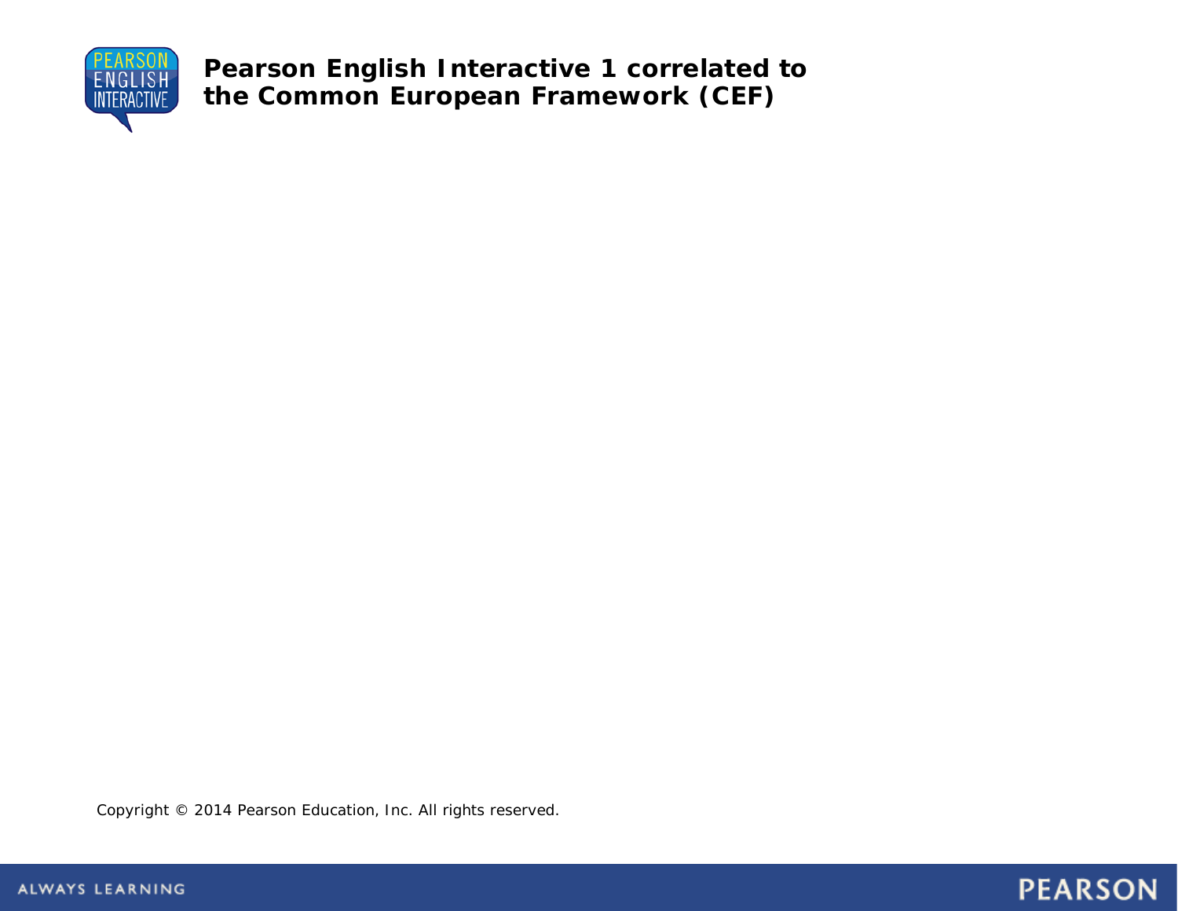**Pearson English Interactive 1 correlated to the Common European Framework (CEF)**

Copyright © 2014 Pearson Education, Inc. All rights reserved.